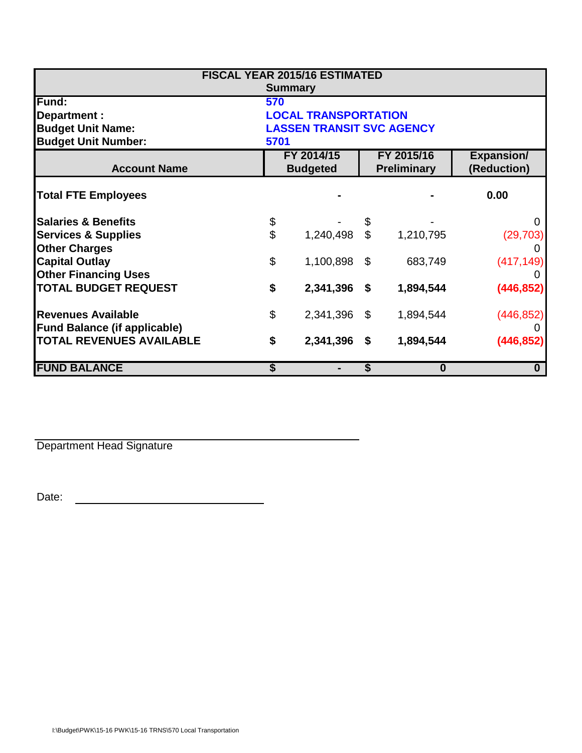# FISCAL YEAR 2015/16 ESTIMATED

## Summary

| | |
|---|---|
| **Fund:** | **570** |
| **Department :** | **LOCAL TRANSPORTATION** |
| **Budget Unit Name:** | **LASSEN TRANSIT SVC AGENCY** |
| **Budget Unit Number:** | **5701** |

| Account Name | FY 2014/15 Budgeted | FY 2015/16 Preliminary | Expansion/ (Reduction) |
|---|---|---|---|
| **Total FTE Employees** | - | - | 0.00 |
| **Salaries & Benefits** | $ - | $ - | 0 |
| **Services & Supplies** | $ 1,240,498 | $ 1,210,795 | (29,703) |
| **Other Charges** | | | 0 |
| **Capital Outlay** | $ 1,100,898 | $ 683,749 | (417,149) |
| **Other Financing Uses** | | | 0 |
| **TOTAL BUDGET REQUEST** | **$ 2,341,396** | **$ 1,894,544** | **(446,852)** |
| **Revenues Available** | $ 2,341,396 | $ 1,894,544 | (446,852) |
| **Fund Balance (if applicable)** | | | 0 |
| **TOTAL REVENUES AVAILABLE** | **$ 2,341,396** | **$ 1,894,544** | **(446,852)** |
| **FUND BALANCE** | **$ -** | **$ 0** | **0** |

Department Head Signature ______________________________

Date: ______________________

I:\Budget\PWK\15-16 PWK\15-16 TRNS\570 Local Transportation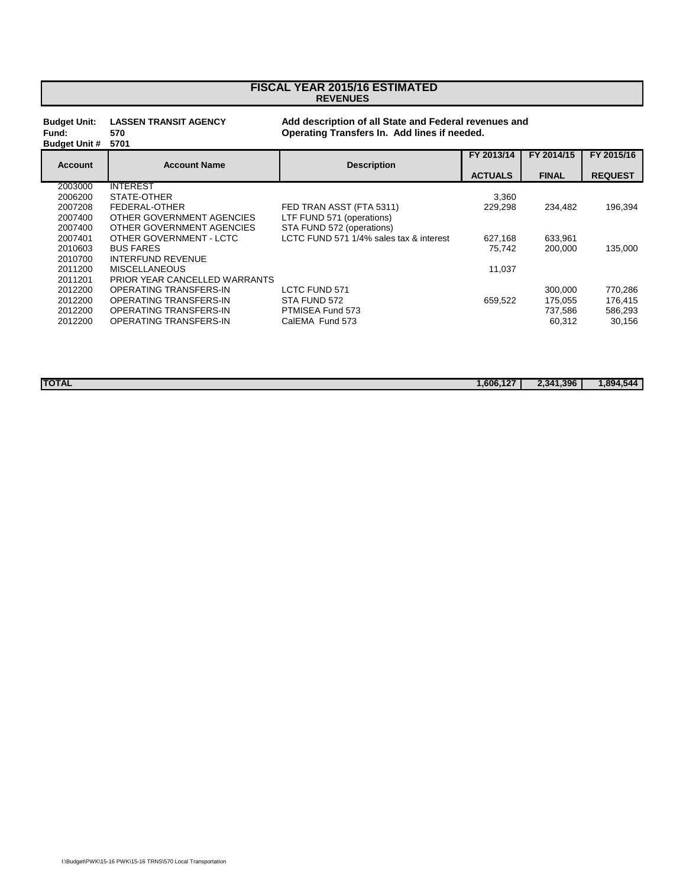# FISCAL YEAR 2015/16 ESTIMATED
## REVENUES

**Budget Unit:** **LASSEN TRANSIT AGENCY**
**Fund:** **570**
**Budget Unit #** **5701**

**Add description of all State and Federal revenues and Operating Transfers In. Add lines if needed.**

| Account | Account Name | Description | FY 2013/14 ACTUALS | FY 2014/15 FINAL | FY 2015/16 REQUEST |
|---|---|---|---|---|---|
| 2003000 | INTEREST | | | | |
| 2006200 | STATE-OTHER | | 3,360 | | |
| 2007208 | FEDERAL-OTHER | FED TRAN ASST (FTA 5311) | 229,298 | 234,482 | 196,394 |
| 2007400 | OTHER GOVERNMENT AGENCIES | LTF FUND 571 (operations) | | | |
| 2007400 | OTHER GOVERNMENT AGENCIES | STA FUND 572 (operations) | | | |
| 2007401 | OTHER GOVERNMENT - LCTC | LCTC FUND 571 1/4% sales tax & interest | 627,168 | 633,961 | |
| 2010603 | BUS FARES | | 75,742 | 200,000 | 135,000 |
| 2010700 | INTERFUND REVENUE | | | | |
| 2011200 | MISCELLANEOUS | | 11,037 | | |
| 2011201 | PRIOR YEAR CANCELLED WARRANTS | | | | |
| 2012200 | OPERATING TRANSFERS-IN | LCTC FUND 571 | | 300,000 | 770,286 |
| 2012200 | OPERATING TRANSFERS-IN | STA FUND 572 | 659,522 | 175,055 | 176,415 |
| 2012200 | OPERATING TRANSFERS-IN | PTMISEA Fund 573 | | 737,586 | 586,293 |
| 2012200 | OPERATING TRANSFERS-IN | CalEMA Fund 573 | | 60,312 | 30,156 |
| **TOTAL** | | | **1,606,127** | **2,341,396** | **1,894,544** |

I:\Budget\PWK\15-16 PWK\15-16 TRNS\570 Local Transportation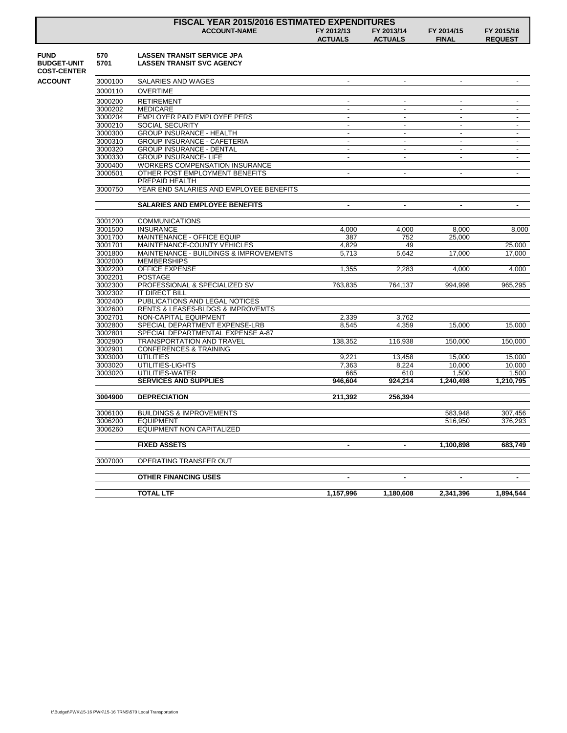# FISCAL YEAR 2015/2016 ESTIMATED EXPENDITURES

**FUND** 570 **LASSEN TRANSIT SERVICE JPA**
**BUDGET-UNIT** 5701 **LASSEN TRANSIT SVC AGENCY**
**COST-CENTER**

| ACCOUNT | ACCOUNT-NAME | FY 2012/13 ACTUALS | FY 2013/14 ACTUALS | FY 2014/15 FINAL | FY 2015/16 REQUEST |
|---|---|---|---|---|---|
| 3000100 | SALARIES AND WAGES | - | - | - | - |
| 3000110 | OVERTIME | | | | |
| 3000200 | RETIREMENT | - | - | - | - |
| 3000202 | MEDICARE | - | - | - | - |
| 3000204 | EMPLOYER PAID EMPLOYEE PERS | - | - | - | - |
| 3000210 | SOCIAL SECURITY | - | - | - | - |
| 3000300 | GROUP INSURANCE - HEALTH | - | - | - | - |
| 3000310 | GROUP INSURANCE - CAFETERIA | - | - | - | - |
| 3000320 | GROUP INSURANCE - DENTAL | - | - | - | - |
| 3000330 | GROUP INSURANCE- LIFE | - | - | - | - |
| 3000400 | WORKERS COMPENSATION INSURANCE | | | | |
| 3000501 | OTHER POST EMPLOYMENT BENEFITS | - | - | - | - |
| | PREPAID HEALTH | | | | |
| 3000750 | YEAR END SALARIES AND EMPLOYEE BENEFITS | | | | |
| | **SALARIES AND EMPLOYEE BENEFITS** | **-** | **-** | **-** | **-** |
| 3001200 | COMMUNICATIONS | | | | |
| 3001500 | INSURANCE | 4,000 | 4,000 | 8,000 | 8,000 |
| 3001700 | MAINTENANCE - OFFICE EQUIP | 387 | 752 | 25,000 | |
| 3001701 | MAINTENANCE-COUNTY VEHICLES | 4,829 | 49 | | 25,000 |
| 3001800 | MAINTENANCE - BUILDINGS & IMPROVEMENTS | 5,713 | 5,642 | 17,000 | 17,000 |
| 3002000 | MEMBERSHIPS | | | | |
| 3002200 | OFFICE EXPENSE | 1,355 | 2,283 | 4,000 | 4,000 |
| 3002201 | POSTAGE | | | | |
| 3002300 | PROFESSIONAL & SPECIALIZED SV | 763,835 | 764,137 | 994,998 | 965,295 |
| 3002302 | IT DIRECT BILL | | | | |
| 3002400 | PUBLICATIONS AND LEGAL NOTICES | | | | |
| 3002600 | RENTS & LEASES-BLDGS & IMPROVEMTS | | | | |
| 3002701 | NON-CAPITAL EQUIPMENT | 2,339 | 3,762 | | |
| 3002800 | SPECIAL DEPARTMENT EXPENSE-LRB | 8,545 | 4,359 | 15,000 | 15,000 |
| 3002801 | SPECIAL DEPARTMENTAL EXPENSE A-87 | | | | |
| 3002900 | TRANSPORTATION AND TRAVEL | 138,352 | 116,938 | 150,000 | 150,000 |
| 3002901 | CONFERENCES & TRAINING | | | | |
| 3003000 | UTILITIES | 9,221 | 13,458 | 15,000 | 15,000 |
| 3003020 | UTILITIES-LIGHTS | 7,363 | 8,224 | 10,000 | 10,000 |
| 3003020 | UTILITIES-WATER | 665 | 610 | 1,500 | 1,500 |
| | **SERVICES AND SUPPLIES** | **946,604** | **924,214** | **1,240,498** | **1,210,795** |
| **3004900** | **DEPRECIATION** | **211,392** | **256,394** | | |
| 3006100 | BUILDINGS & IMPROVEMENTS | | | 583,948 | 307,456 |
| 3006200 | EQUIPMENT | | | 516,950 | 376,293 |
| 3006260 | EQUIPMENT NON CAPITALIZED | | | | |
| | **FIXED ASSETS** | **-** | **-** | **1,100,898** | **683,749** |
| 3007000 | OPERATING TRANSFER OUT | | | | |
| | **OTHER FINANCING USES** | **-** | **-** | **-** | **-** |
| | **TOTAL LTF** | **1,157,996** | **1,180,608** | **2,341,396** | **1,894,544** |

I:\Budget\PWK\15-16 PWK\15-16 TRNS\570 Local Transportation